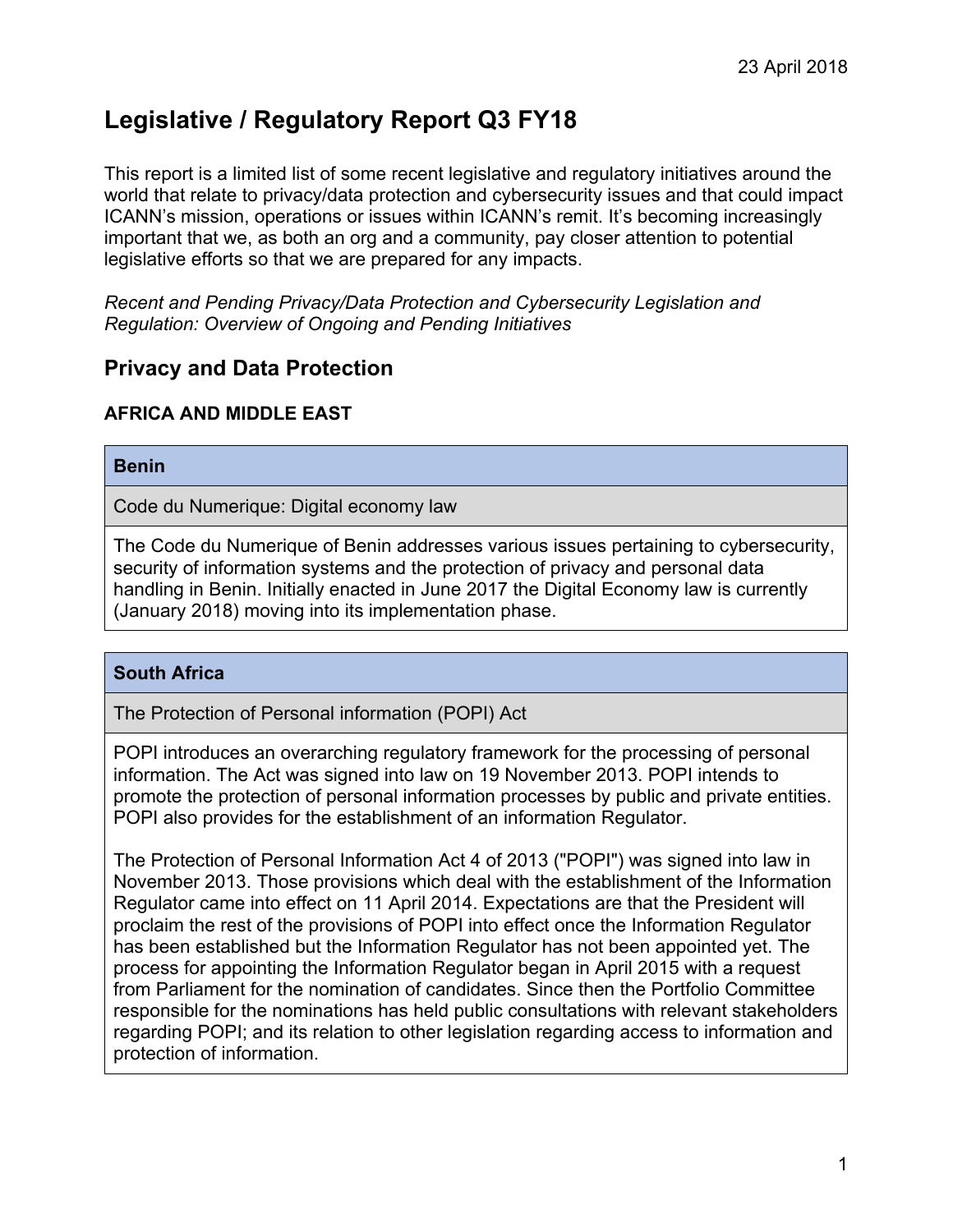23 April 2018

# Legislative / Regulatory Report Q3 FY18

This report is a limited list of some recent legislative and regulatory initiatives around the world that relate to privacy/data protection and cybersecurity issues and that could impact ICANN's mission, operations or issues within ICANN's remit. It's becoming increasingly important that we, as both an org and a community, pay closer attention to potential legislative efforts so that we are prepared for any impacts.

*Recent and Pending Privacy/Data Protection and Cybersecurity Legislation and Regulation: Overview of Ongoing and Pending Initiatives*

## Privacy and Data Protection

### AFRICA AND MIDDLE EAST

| **Benin** |
|---|
| Code du Numerique: Digital economy law |
| The Code du Numerique of Benin addresses various issues pertaining to cybersecurity, security of information systems and the protection of privacy and personal data handling in Benin. Initially enacted in June 2017 the Digital Economy law is currently (January 2018) moving into its implementation phase. |

| **South Africa** |
|---|
| The Protection of Personal information (POPI) Act |
| POPI introduces an overarching regulatory framework for the processing of personal information. The Act was signed into law on 19 November 2013. POPI intends to promote the protection of personal information processes by public and private entities. POPI also provides for the establishment of an information Regulator.<br><br>The Protection of Personal Information Act 4 of 2013 ("POPI") was signed into law in November 2013. Those provisions which deal with the establishment of the Information Regulator came into effect on 11 April 2014. Expectations are that the President will proclaim the rest of the provisions of POPI into effect once the Information Regulator has been established but the Information Regulator has not been appointed yet. The process for appointing the Information Regulator began in April 2015 with a request from Parliament for the nomination of candidates. Since then the Portfolio Committee responsible for the nominations has held public consultations with relevant stakeholders regarding POPI; and its relation to other legislation regarding access to information and protection of information. |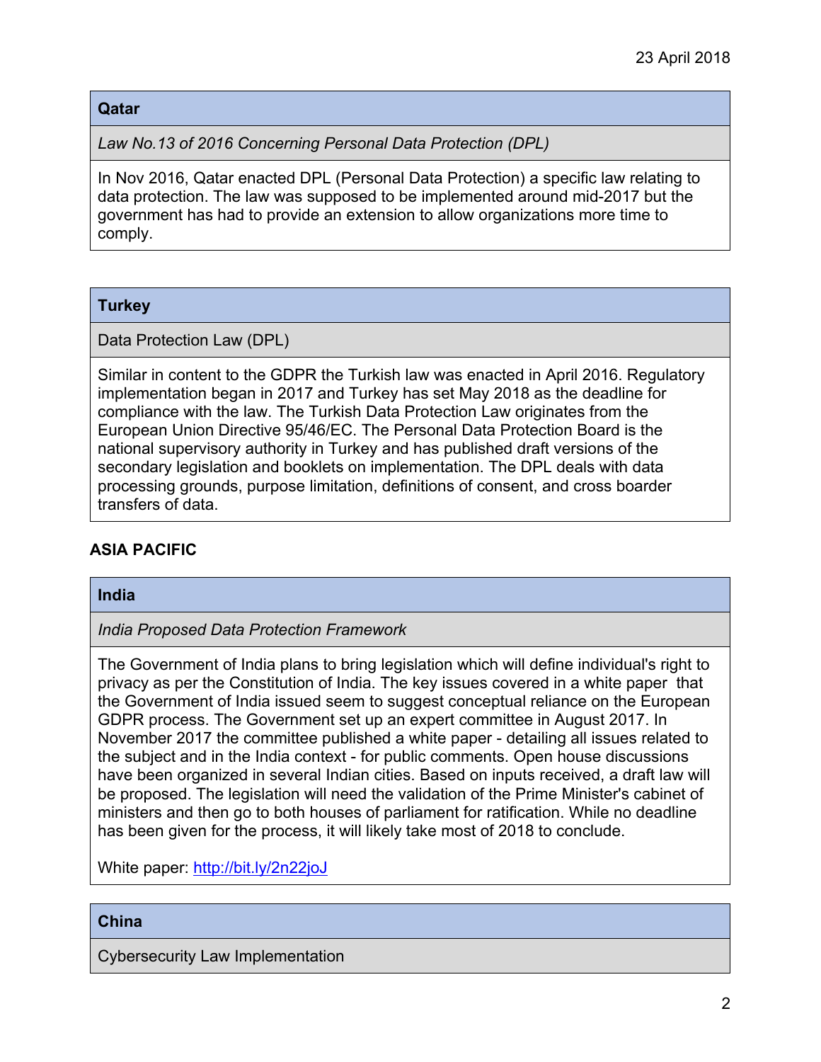23 April 2018

### Qatar

*Law No.13 of 2016 Concerning Personal Data Protection (DPL)*

In Nov 2016, Qatar enacted DPL (Personal Data Protection) a specific law relating to data protection. The law was supposed to be implemented around mid-2017 but the government has had to provide an extension to allow organizations more time to comply.

### Turkey

Data Protection Law (DPL)

Similar in content to the GDPR the Turkish law was enacted in April 2016. Regulatory implementation began in 2017 and Turkey has set May 2018 as the deadline for compliance with the law. The Turkish Data Protection Law originates from the European Union Directive 95/46/EC. The Personal Data Protection Board is the national supervisory authority in Turkey and has published draft versions of the secondary legislation and booklets on implementation. The DPL deals with data processing grounds, purpose limitation, definitions of consent, and cross boarder transfers of data.

## ASIA PACIFIC

### India

*India Proposed Data Protection Framework*

The Government of India plans to bring legislation which will define individual's right to privacy as per the Constitution of India. The key issues covered in a white paper that the Government of India issued seem to suggest conceptual reliance on the European GDPR process. The Government set up an expert committee in August 2017. In November 2017 the committee published a white paper - detailing all issues related to the subject and in the India context - for public comments. Open house discussions have been organized in several Indian cities. Based on inputs received, a draft law will be proposed. The legislation will need the validation of the Prime Minister's cabinet of ministers and then go to both houses of parliament for ratification. While no deadline has been given for the process, it will likely take most of 2018 to conclude.

White paper: [http://bit.ly/2n22joJ](http://bit.ly/2n22joJ)

### China

Cybersecurity Law Implementation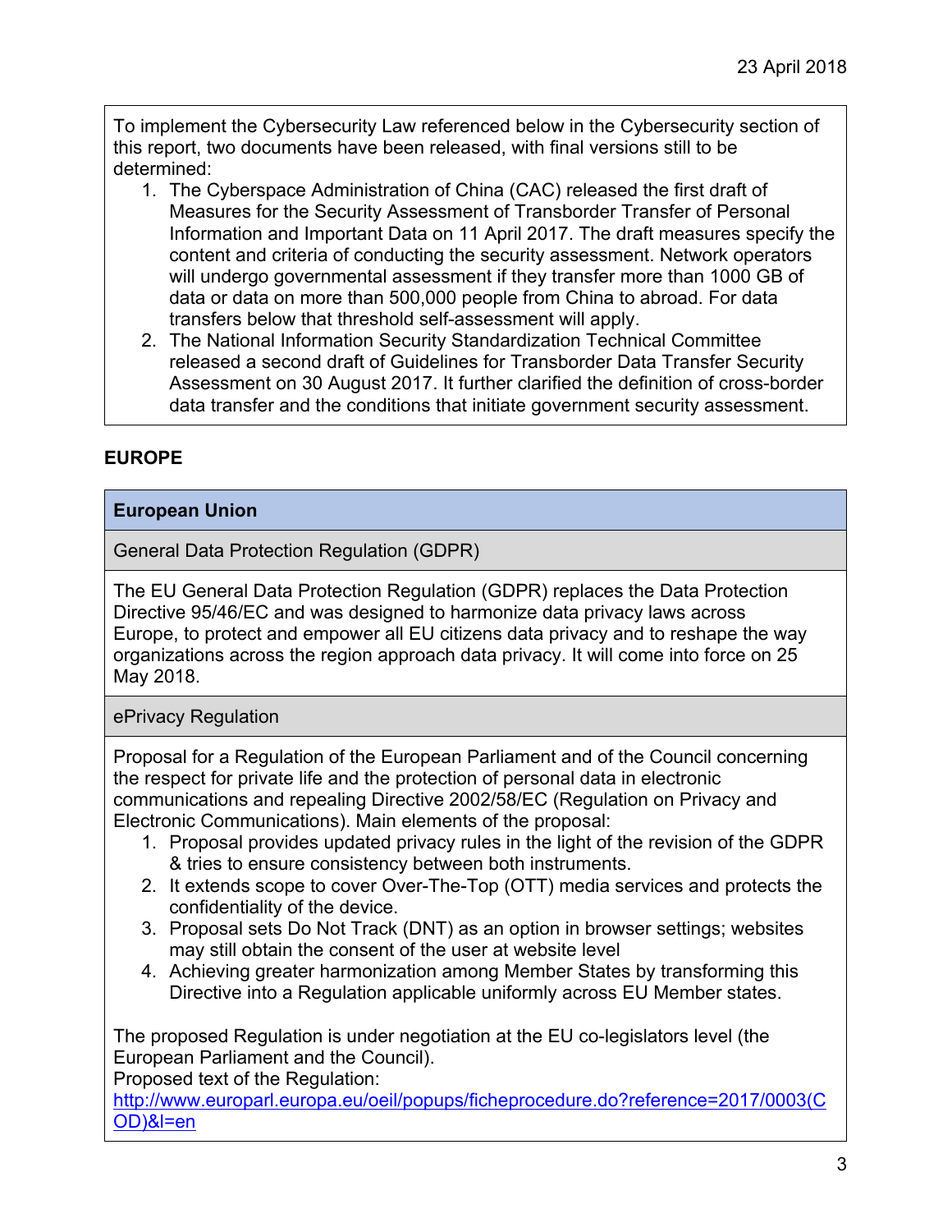To implement the Cybersecurity Law referenced below in the Cybersecurity section of this report, two documents have been released, with final versions still to be determined:

1. The Cyberspace Administration of China (CAC) released the first draft of Measures for the Security Assessment of Transborder Transfer of Personal Information and Important Data on 11 April 2017. The draft measures specify the content and criteria of conducting the security assessment. Network operators will undergo governmental assessment if they transfer more than 1000 GB of data or data on more than 500,000 people from China to abroad. For data transfers below that threshold self-assessment will apply.
2. The National Information Security Standardization Technical Committee released a second draft of Guidelines for Transborder Data Transfer Security Assessment on 30 August 2017. It further clarified the definition of cross-border data transfer and the conditions that initiate government security assessment.

## EUROPE

### European Union

#### General Data Protection Regulation (GDPR)

The EU General Data Protection Regulation (GDPR) replaces the Data Protection Directive 95/46/EC and was designed to harmonize data privacy laws across Europe, to protect and empower all EU citizens data privacy and to reshape the way organizations across the region approach data privacy. It will come into force on 25 May 2018.

#### ePrivacy Regulation

Proposal for a Regulation of the European Parliament and of the Council concerning the respect for private life and the protection of personal data in electronic communications and repealing Directive 2002/58/EC (Regulation on Privacy and Electronic Communications). Main elements of the proposal:

1. Proposal provides updated privacy rules in the light of the revision of the GDPR & tries to ensure consistency between both instruments.
2. It extends scope to cover Over-The-Top (OTT) media services and protects the confidentiality of the device.
3. Proposal sets Do Not Track (DNT) as an option in browser settings; websites may still obtain the consent of the user at website level
4. Achieving greater harmonization among Member States by transforming this Directive into a Regulation applicable uniformly across EU Member states.

The proposed Regulation is under negotiation at the EU co-legislators level (the European Parliament and the Council).
Proposed text of the Regulation:
[http://www.europarl.europa.eu/oeil/popups/ficheprocedure.do?reference=2017/0003(COD)&l=en](http://www.europarl.europa.eu/oeil/popups/ficheprocedure.do?reference=2017/0003(COD)&l=en)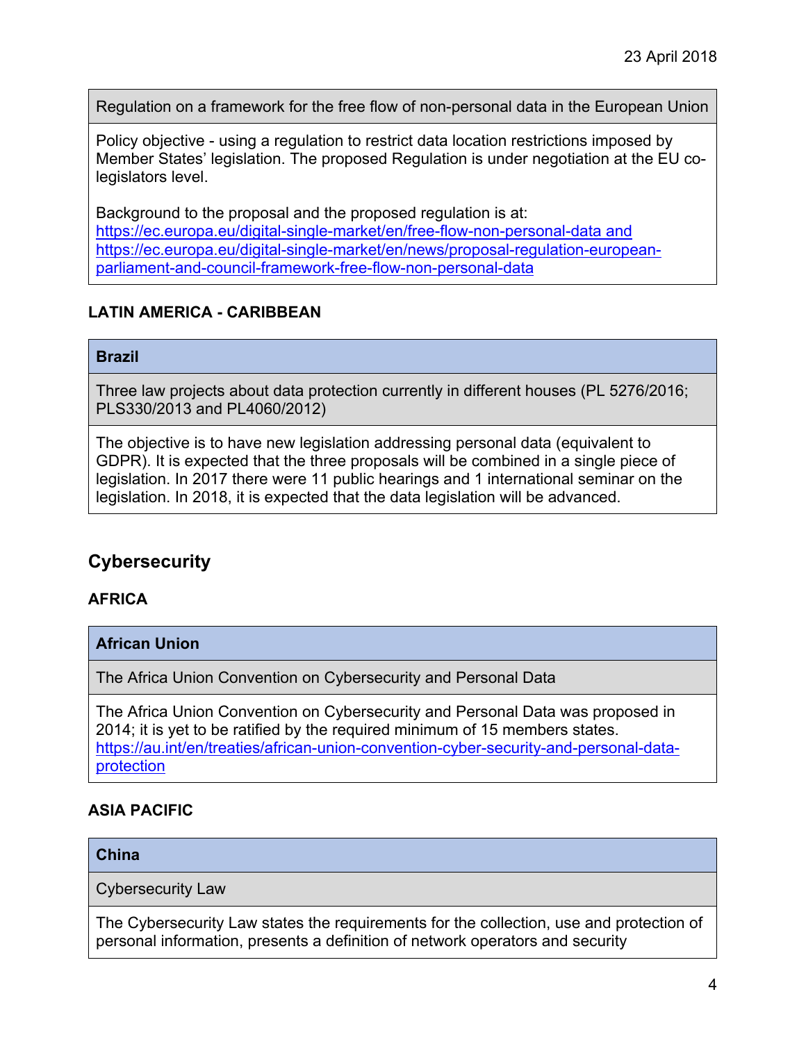23 April 2018

| Regulation on a framework for the free flow of non-personal data in the European Union |
| --- |
| Policy objective - using a regulation to restrict data location restrictions imposed by Member States' legislation. The proposed Regulation is under negotiation at the EU co-legislators level.<br><br>Background to the proposal and the proposed regulation is at: https://ec.europa.eu/digital-single-market/en/free-flow-non-personal-data and https://ec.europa.eu/digital-single-market/en/news/proposal-regulation-european-parliament-and-council-framework-free-flow-non-personal-data |

### LATIN AMERICA - CARIBBEAN

| **Brazil** |
| --- |
| Three law projects about data protection currently in different houses (PL 5276/2016; PLS330/2013 and PL4060/2012) |
| The objective is to have new legislation addressing personal data (equivalent to GDPR). It is expected that the three proposals will be combined in a single piece of legislation. In 2017 there were 11 public hearings and 1 international seminar on the legislation. In 2018, it is expected that the data legislation will be advanced. |

## Cybersecurity

### AFRICA

| **African Union** |
| --- |
| The Africa Union Convention on Cybersecurity and Personal Data |
| The Africa Union Convention on Cybersecurity and Personal Data was proposed in 2014; it is yet to be ratified by the required minimum of 15 members states. https://au.int/en/treaties/african-union-convention-cyber-security-and-personal-data-protection |

### ASIA PACIFIC

| **China** |
| --- |
| Cybersecurity Law |
| The Cybersecurity Law states the requirements for the collection, use and protection of personal information, presents a definition of network operators and security |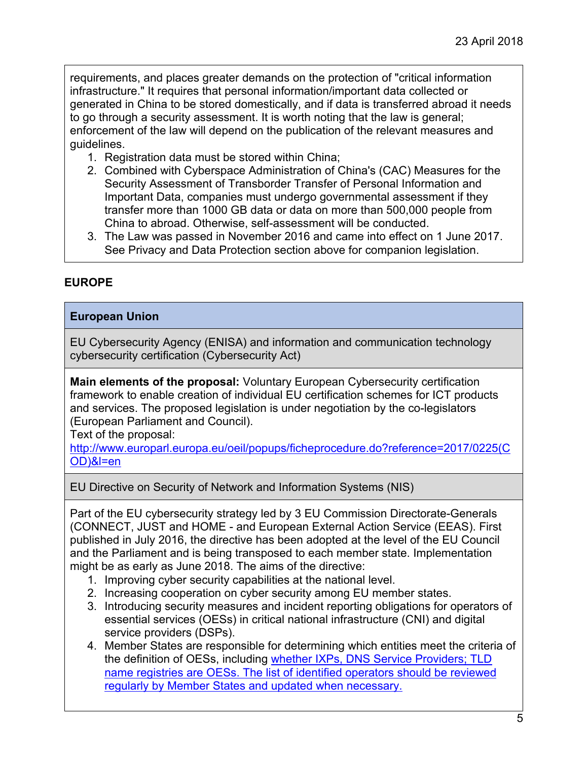requirements, and places greater demands on the protection of "critical information infrastructure." It requires that personal information/important data collected or generated in China to be stored domestically, and if data is transferred abroad it needs to go through a security assessment. It is worth noting that the law is general; enforcement of the law will depend on the publication of the relevant measures and guidelines.

1. Registration data must be stored within China;
2. Combined with Cyberspace Administration of China's (CAC) Measures for the Security Assessment of Transborder Transfer of Personal Information and Important Data, companies must undergo governmental assessment if they transfer more than 1000 GB data or data on more than 500,000 people from China to abroad. Otherwise, self-assessment will be conducted.
3. The Law was passed in November 2016 and came into effect on 1 June 2017. See Privacy and Data Protection section above for companion legislation.

## EUROPE

### European Union

**EU Cybersecurity Agency (ENISA) and information and communication technology cybersecurity certification (Cybersecurity Act)**

**Main elements of the proposal:** Voluntary European Cybersecurity certification framework to enable creation of individual EU certification schemes for ICT products and services. The proposed legislation is under negotiation by the co-legislators (European Parliament and Council).
Text of the proposal:
[http://www.europarl.europa.eu/oeil/popups/ficheprocedure.do?reference=2017/0225(COD)&l=en](http://www.europarl.europa.eu/oeil/popups/ficheprocedure.do?reference=2017/0225(COD)&l=en)

**EU Directive on Security of Network and Information Systems (NIS)**

Part of the EU cybersecurity strategy led by 3 EU Commission Directorate-Generals (CONNECT, JUST and HOME - and European External Action Service (EEAS). First published in July 2016, the directive has been adopted at the level of the EU Council and the Parliament and is being transposed to each member state. Implementation might be as early as June 2018. The aims of the directive:

1. Improving cyber security capabilities at the national level.
2. Increasing cooperation on cyber security among EU member states.
3. Introducing security measures and incident reporting obligations for operators of essential services (OESs) in critical national infrastructure (CNI) and digital service providers (DSPs).
4. Member States are responsible for determining which entities meet the criteria of the definition of OESs, including whether IXPs, DNS Service Providers; TLD name registries are OESs. The list of identified operators should be reviewed regularly by Member States and updated when necessary.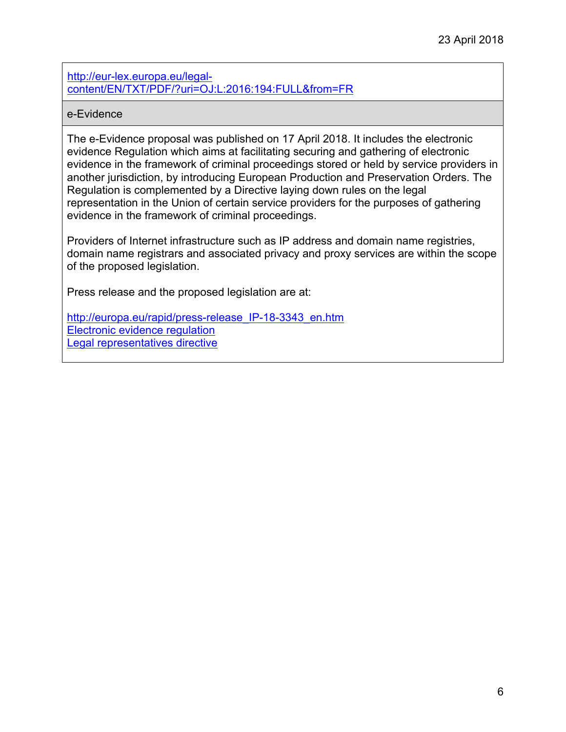http://eur-lex.europa.eu/legal-content/EN/TXT/PDF/?uri=OJ:L:2016:194:FULL&from=FR

## e-Evidence

The e-Evidence proposal was published on 17 April 2018. It includes the electronic evidence Regulation which aims at facilitating securing and gathering of electronic evidence in the framework of criminal proceedings stored or held by service providers in another jurisdiction, by introducing European Production and Preservation Orders. The Regulation is complemented by a Directive laying down rules on the legal representation in the Union of certain service providers for the purposes of gathering evidence in the framework of criminal proceedings.

Providers of Internet infrastructure such as IP address and domain name registries, domain name registrars and associated privacy and proxy services are within the scope of the proposed legislation.

Press release and the proposed legislation are at:

http://europa.eu/rapid/press-release_IP-18-3343_en.htm
Electronic evidence regulation
Legal representatives directive